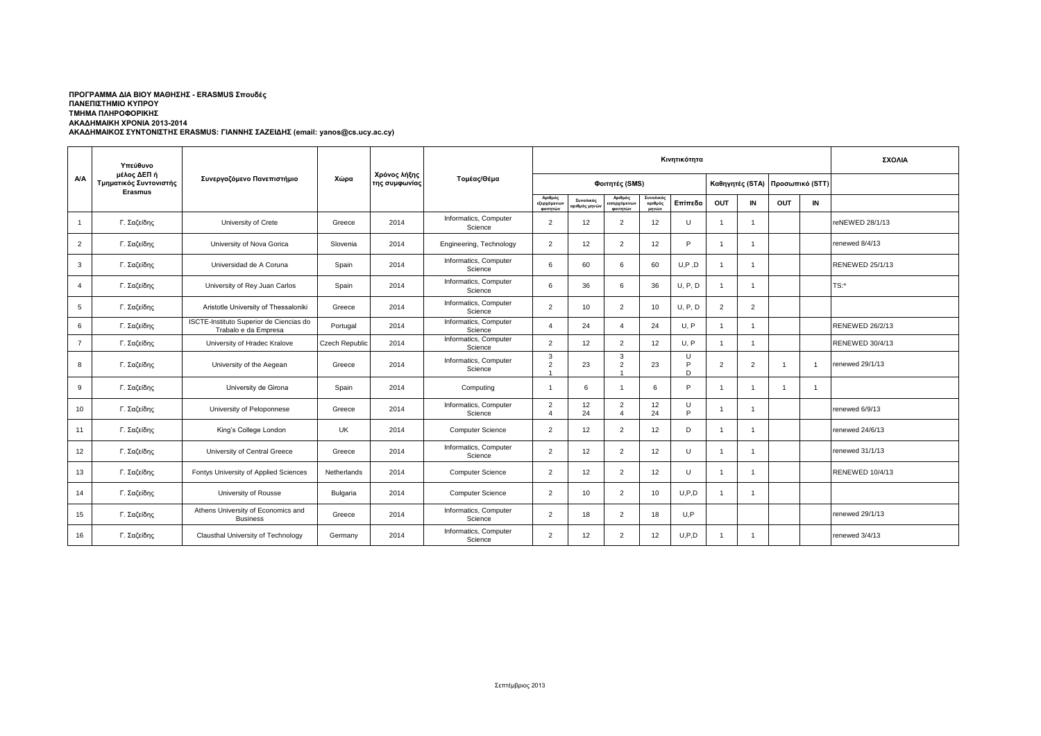**ΠΡΟΓΡΑΜΜΑ ΔΙΑ ΒΙΟΥ ΜΑΘΗΣΗΣ - ERASMUS Σπουδές**
**ΠΑΝΕΠΙΣΤΗΜΙΟ ΚΥΠΡΟΥ**
**ΤΜΗΜΑ ΠΛΗΡΟΦΟΡΙΚΗΣ**
**ΑΚΑΔΗΜΑΙΚΗ ΧΡΟΝΙΑ 2013-2014**
**ΑΚΑΔΗΜΑΙΚΟΣ ΣΥΝΤΟΝΙΣΤΗΣ ERASMUS: ΓΙΑΝΝΗΣ ΣΑΖΕΙΔΗΣ (email: yanos@cs.ucy.ac.cy)**

| Α/Α | Υπεύθυνο μέλος ΔΕΠ ή Τμηματικός Συντονιστής Erasmus | Συνεργαζόμενο Πανεπιστήμιο | Χώρα | Χρόνος λήξης της συμφωνίας | Τομέας/Θέμα | Κινητικότητα | | | | | | | | | ΣΧΟΛΙΑ |
|---|---|---|---|---|---|---|---|---|---|---|---|---|---|---|---|
| | | | | | | Φοιτητές (SMS) | | | | | Καθηγητές (STA) | | Προσωπικό (STT) | | |
| | | | | | | Αριθμός εξερχόμενων φοιτητών | Συνολικός αριθμός μηνών | Αριθμός εισερχόμενων φοιτητών | Συνολικός αριθμός μηνών | Επίπεδο | OUT | IN | OUT | IN | |
| 1 | Γ. Σαζείδης | University of Crete | Greece | 2014 | Informatics, Computer Science | 2 | 12 | 2 | 12 | U | 1 | 1 | | | reNEWED 28/1/13 |
| 2 | Γ. Σαζείδης | University of Nova Gorica | Slovenia | 2014 | Engineering, Technology | 2 | 12 | 2 | 12 | P | 1 | 1 | | | renewed 8/4/13 |
| 3 | Γ. Σαζείδης | Universidad de A Coruna | Spain | 2014 | Informatics, Computer Science | 6 | 60 | 6 | 60 | U,P ,D | 1 | 1 | | | RENEWED 25/1/13 |
| 4 | Γ. Σαζείδης | University of Rey Juan Carlos | Spain | 2014 | Informatics, Computer Science | 6 | 36 | 6 | 36 | U, P, D | 1 | 1 | | | TS:* |
| 5 | Γ. Σαζείδης | Aristotle University of Thessaloniki | Greece | 2014 | Informatics, Computer Science | 2 | 10 | 2 | 10 | U, P, D | 2 | 2 | | | |
| 6 | Γ. Σαζείδης | ISCTE-Instituto Superior de Ciencias do Trabalo e da Empresa | Portugal | 2014 | Informatics, Computer Science | 4 | 24 | 4 | 24 | U, P | 1 | 1 | | | RENEWED 26/2/13 |
| 7 | Γ. Σαζείδης | University of Hradec Kralove | Czech Republic | 2014 | Informatics, Computer Science | 2 | 12 | 2 | 12 | U, P | 1 | 1 | | | RENEWED 30/4/13 |
| 8 | Γ. Σαζείδης | University of the Aegean | Greece | 2014 | Informatics, Computer Science | 3<br>2<br>1 | 23 | 3<br>2<br>1 | 23 | U<br>P<br>D | 2 | 2 | 1 | 1 | renewed 29/1/13 |
| 9 | Γ. Σαζείδης | University de Girona | Spain | 2014 | Computing | 1 | 6 | 1 | 6 | P | 1 | 1 | 1 | 1 | |
| 10 | Γ. Σαζείδης | University of Peloponnese | Greece | 2014 | Informatics, Computer Science | 2<br>4 | 12<br>24 | 2<br>4 | 12<br>24 | U<br>P | 1 | 1 | | | renewed 6/9/13 |
| 11 | Γ. Σαζείδης | King's College London | UK | 2014 | Computer Science | 2 | 12 | 2 | 12 | D | 1 | 1 | | | renewed 24/6/13 |
| 12 | Γ. Σαζείδης | University of Central Greece | Greece | 2014 | Informatics, Computer Science | 2 | 12 | 2 | 12 | U | 1 | 1 | | | renewed 31/1/13 |
| 13 | Γ. Σαζείδης | Fontys University of Applied Sciences | Netherlands | 2014 | Computer Science | 2 | 12 | 2 | 12 | U | 1 | 1 | | | RENEWED 10/4/13 |
| 14 | Γ. Σαζείδης | University of Rousse | Bulgaria | 2014 | Computer Science | 2 | 10 | 2 | 10 | U,P,D | 1 | 1 | | | |
| 15 | Γ. Σαζείδης | Athens University of Economics and Business | Greece | 2014 | Informatics, Computer Science | 2 | 18 | 2 | 18 | U,P | | | | | renewed 29/1/13 |
| 16 | Γ. Σαζείδης | Clausthal University of Technology | Germany | 2014 | Informatics, Computer Science | 2 | 12 | 2 | 12 | U,P,D | 1 | 1 | | | renewed 3/4/13 |

Σεπτέμβριος 2013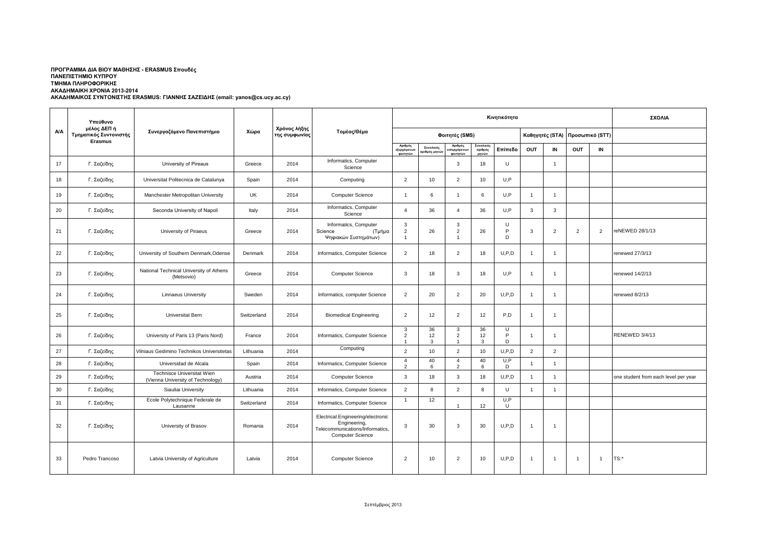**ΠΡΟΓΡΑΜΜΑ ΔΙΑ ΒΙΟΥ ΜΑΘΗΣΗΣ - ERASMUS Σπουδές**
**ΠΑΝΕΠΙΣΤΗΜΙΟ ΚΥΠΡΟΥ**
**ΤΜΗΜΑ ΠΛΗΡΟΦΟΡΙΚΗΣ**
**ΑΚΑΔΗΜΑΙΚΗ ΧΡΟΝΙΑ 2013-2014**
**ΑΚΑΔΗΜΑΙΚΟΣ ΣΥΝΤΟΝΙΣΤΗΣ ERASMUS: ΓΙΑΝΝΗΣ ΣΑΖΕΙΔΗΣ (email: yanos@cs.ucy.ac.cy)**

| Α/Α | Υπεύθυνο μέλος ΔΕΠ ή Τμηματικός Συντονιστής Erasmus | Συνεργαζόμενο Πανεπιστήμιο | Χώρα | Χρόνος λήξης της συμφωνίας | Τομέας/Θέμα | Κινητικότητα | | | | | | | | | ΣΧΟΛΙΑ |
|---|---|---|---|---|---|---|---|---|---|---|---|---|---|---|---|
| | | | | | | Φοιτητές (SMS) | | | | | Καθηγητές (STA) | | Προσωπικό (STT) | | |
| | | | | | | Αριθμός εξερχόμενων φοιτητών | Συνολικός αριθμός μηνών | Αριθμός εισερχόμενων φοιτητών | Συνολικός αριθμός μηνών | Επίπεδο | OUT | IN | OUT | IN | |
| 17 | Γ. Σαζείδης | University of Pireaus | Greece | 2014 | Informatics, Computer Science | | | 3 | 18 | U | | 1 | | | |
| 18 | Γ. Σαζείδης | Universitat Politecnica de Catalunya | Spain | 2014 | Computing | 2 | 10 | 2 | 10 | U,P | | | | | |
| 19 | Γ. Σαζείδης | Manchester Metropolitan University | UK | 2014 | Computer Science | 1 | 6 | 1 | 6 | U,P | 1 | 1 | | | |
| 20 | Γ. Σαζείδης | Seconda University of Napoli | Italy | 2014 | Informatics, Computer Science | 4 | 36 | 4 | 36 | U,P | 3 | 3 | | | |
| 21 | Γ. Σαζείδης | University of Piraeus | Greece | 2014 | Informatics, Computer Science (Τμήμα Ψηφιακών Συστημάτων) | 3<br>2<br>1 | 26 | 3<br>2<br>1 | 26 | U<br>P<br>D | 3 | 2 | 2 | 2 | reNEWED 28/1/13 |
| 22 | Γ. Σαζείδης | University of Southern Denmark,Odense | Denmark | 2014 | Informatics, Computer Science | 2 | 18 | 2 | 18 | U,P,D | 1 | 1 | | | renewed 27/3/13 |
| 23 | Γ. Σαζείδης | National Technical University of Athens (Metsovio) | Greece | 2014 | Computer Science | 3 | 18 | 3 | 18 | U,P | 1 | 1 | | | renewed 14/2/13 |
| 24 | Γ. Σαζείδης | Linnaeus University | Sweden | 2014 | Informatics, computer Science | 2 | 20 | 2 | 20 | U,P,D | 1 | 1 | | | renewed 8/2/13 |
| 25 | Γ. Σαζείδης | Universitat Bern | Switzerland | 2014 | Biomedical Engineering | 2 | 12 | 2 | 12 | P,D | 1 | 1 | | | |
| 26 | Γ. Σαζείδης | University of Paris 13 (Paris Nord) | France | 2014 | Informatics, Computer Science | 3<br>2<br>1 | 36<br>12<br>3 | 3<br>2<br>1 | 36<br>12<br>3 | U<br>P<br>D | 1 | 1 | | | RENEWED 3/4/13 |
| 27 | Γ. Σαζείδης | Vilniaus Gedimino Technikos Universitetas | Lithuania | 2014 | Computing | 2 | 10 | 2 | 10 | U,P,D | 2 | 2 | | | |
| 28 | Γ. Σαζείδης | Universidad de Alcala | Spain | 2014 | Informatics, Computer Science | 4<br>2 | 40<br>6 | 4<br>2 | 40<br>6 | U,P<br>D | 1 | 1 | | | |
| 29 | Γ. Σαζείδης | Technisce Universitat Wien (Vienna University of Technology) | Austria | 2014 | Computer Science | 3 | 18 | 3 | 18 | U,P,D | 1 | 1 | | | one student from each level per year |
| 30 | Γ. Σαζείδης | Siauliai University | Lithuania | 2014 | Informatics, Computer Science | 2 | 8 | 2 | 8 | U | 1 | 1 | | | |
| 31 | Γ. Σαζείδης | Ecole Polytechnique Federale de Lausanne | Switzerland | 2014 | Informatics, Computer Science | 1 | 12 | 1 | 12 | U,P<br>U | | | | | |
| 32 | Γ. Σαζείδης | University of Brasov | Romania | 2014 | Electrical Engineering/electronic Engineering, Telecommunications/Informatics, Computer Science | 3 | 30 | 3 | 30 | U,P,D | 1 | 1 | | | |
| 33 | Pedro Trancoso | Latvia University of Agriculture | Latvia | 2014 | Computer Science | 2 | 10 | 2 | 10 | U,P,D | 1 | 1 | 1 | 1 | TS:* |

Σεπτέμβριος 2013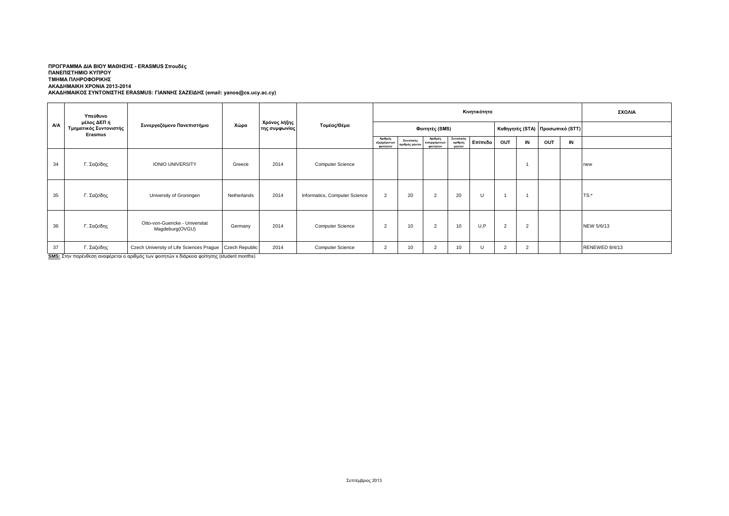**ΠΡΟΓΡΑΜΜΑ ΔΙΑ ΒΙΟΥ ΜΑΘΗΣΗΣ - ERASMUS Σπουδές**
**ΠΑΝΕΠΙΣΤΗΜΙΟ ΚΥΠΡΟΥ**
**ΤΜΗΜΑ ΠΛΗΡΟΦΟΡΙΚΗΣ**
**ΑΚΑΔΗΜΑΙΚΗ ΧΡΟΝΙΑ 2013-2014**
**ΑΚΑΔΗΜΑΙΚΟΣ ΣΥΝΤΟΝΙΣΤΗΣ ERASMUS: ΓΙΑΝΝΗΣ ΣΑΖΕΙΔΗΣ (email: yanos@cs.ucy.ac.cy)**

| Α/Α | Υπεύθυνο μέλος ΔΕΠ ή Τμηματικός Συντονιστής Erasmus | Συνεργαζόμενο Πανεπιστήμιο | Χώρα | Χρόνος λήξης της συμφωνίας | Τομέας/Θέμα | Κινητικότητα | | | | | | | | | ΣΧΟΛΙΑ |
|---|---|---|---|---|---|---|---|---|---|---|---|---|---|---|---|
| | | | | | | Φοιτητές (SMS) | | | | | Καθηγητές (STA) | | Προσωπικό (STT) | | |
| | | | | | | Αριθμός εξερχόμενων φοιτητών | Συνολικός αριθμός μηνών | Αριθμός εισερχόμενων φοιτητών | Συνολικός αριθμός μηνών | Επίπεδο | OUT | IN | OUT | IN | |
| 34 | Γ. Σαζείδης | IONIO UNIVERSITY | Greece | 2014 | Computer Science | | | | | | | 1 | | | new |
| 35 | Γ. Σαζείδης | University of Groningen | Netherlands | 2014 | Informatics, Computer Science | 2 | 20 | 2 | 20 | U | 1 | 1 | | | TS:* |
| 36 | Γ. Σαζείδης | Otto-von-Guericke - Universitat Magdeburg(OVGU) | Germany | 2014 | Computer Science | 2 | 10 | 2 | 10 | U,P | 2 | 2 | | | NEW 5/6/13 |
| 37 | Γ. Σαζείδης | Czech University of Life Sciences Prague | Czech Republic | 2014 | Computer Science | 2 | 10 | 2 | 10 | U | 2 | 2 | | | RENEWED 8/4/13 |

**SMS:** Στην παρένθεση αναφέρεται ο αριθμός των φοιτητών x διάρκεια φοίτησης (student months)

Σεπτέμβριος 2013